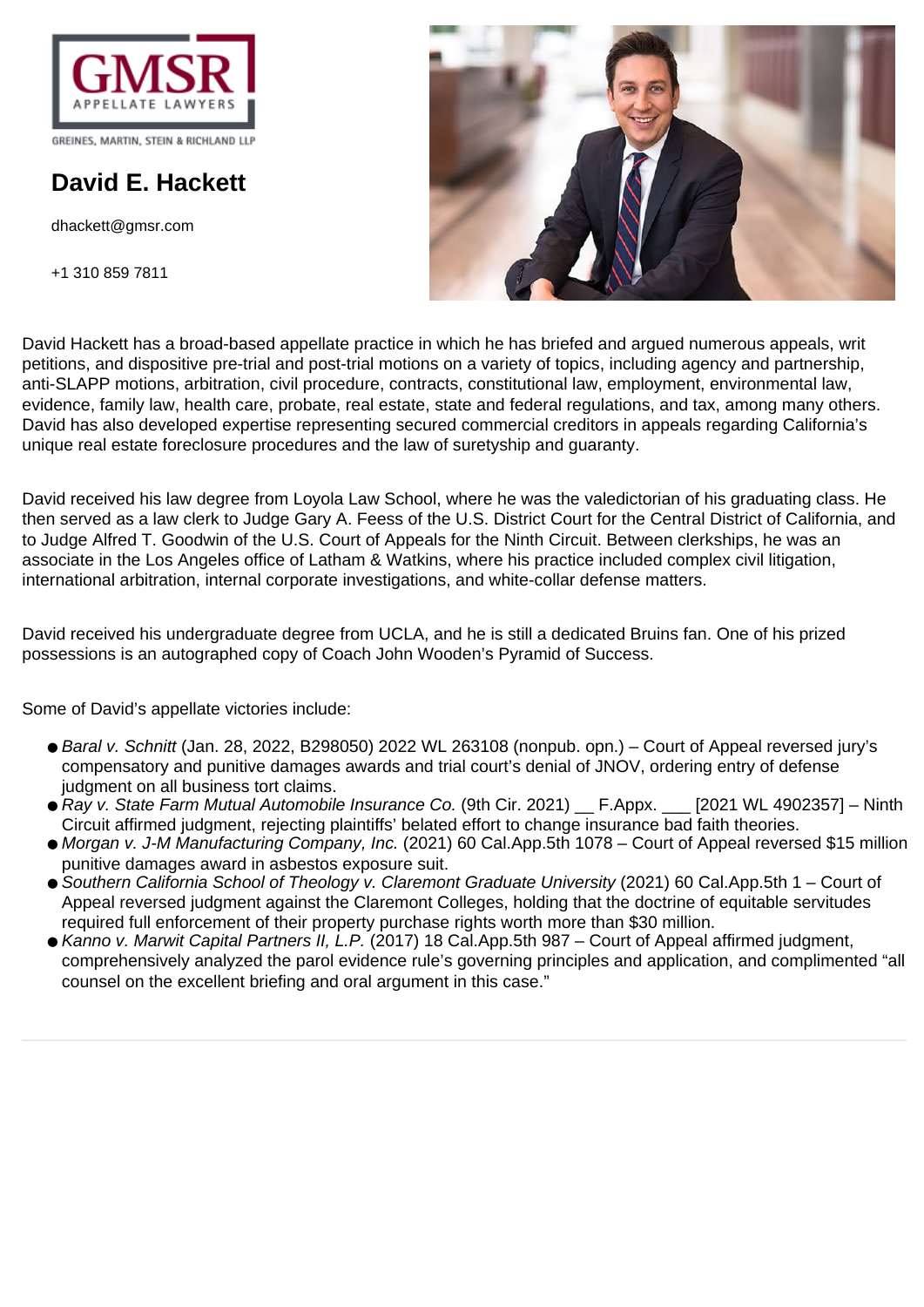GMSR
APPELLATE LAWYERS

GREINES, MARTIN, STEIN & RICHLAND LLP

# David E. Hackett

dhackett@gmsr.com

+1 310 859 7811

David Hackett has a broad-based appellate practice in which he has briefed and argued numerous appeals, writ petitions, and dispositive pre-trial and post-trial motions on a variety of topics, including agency and partnership, anti-SLAPP motions, arbitration, civil procedure, contracts, constitutional law, employment, environmental law, evidence, family law, health care, probate, real estate, state and federal regulations, and tax, among many others. David has also developed expertise representing secured commercial creditors in appeals regarding California's unique real estate foreclosure procedures and the law of suretyship and guaranty.

David received his law degree from Loyola Law School, where he was the valedictorian of his graduating class. He then served as a law clerk to Judge Gary A. Feess of the U.S. District Court for the Central District of California, and to Judge Alfred T. Goodwin of the U.S. Court of Appeals for the Ninth Circuit. Between clerkships, he was an associate in the Los Angeles office of Latham & Watkins, where his practice included complex civil litigation, international arbitration, internal corporate investigations, and white-collar defense matters.

David received his undergraduate degree from UCLA, and he is still a dedicated Bruins fan. One of his prized possessions is an autographed copy of Coach John Wooden's Pyramid of Success.

Some of David's appellate victories include:

- *Baral v. Schnitt* (Jan. 28, 2022, B298050) 2022 WL 263108 (nonpub. opn.) – Court of Appeal reversed jury's compensatory and punitive damages awards and trial court's denial of JNOV, ordering entry of defense judgment on all business tort claims.
- *Ray v. State Farm Mutual Automobile Insurance Co.* (9th Cir. 2021) __ F.Appx. ___ [2021 WL 4902357] – Ninth Circuit affirmed judgment, rejecting plaintiffs' belated effort to change insurance bad faith theories.
- *Morgan v. J-M Manufacturing Company, Inc.* (2021) 60 Cal.App.5th 1078 – Court of Appeal reversed $15 million punitive damages award in asbestos exposure suit.
- *Southern California School of Theology v. Claremont Graduate University* (2021) 60 Cal.App.5th 1 – Court of Appeal reversed judgment against the Claremont Colleges, holding that the doctrine of equitable servitudes required full enforcement of their property purchase rights worth more than $30 million.
- *Kanno v. Marwit Capital Partners II, L.P.* (2017) 18 Cal.App.5th 987 – Court of Appeal affirmed judgment, comprehensively analyzed the parol evidence rule's governing principles and application, and complimented "all counsel on the excellent briefing and oral argument in this case."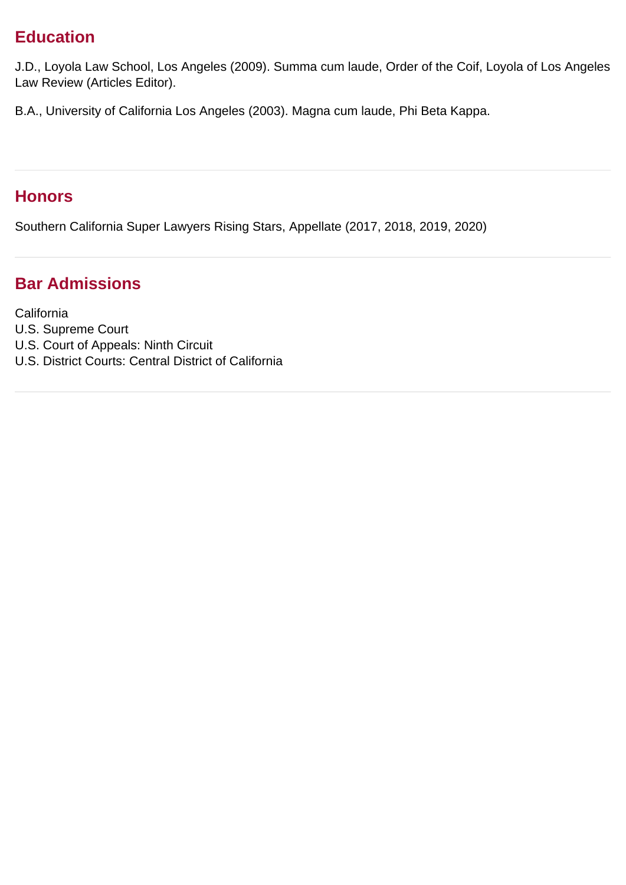## Education

J.D., Loyola Law School, Los Angeles (2009). Summa cum laude, Order of the Coif, Loyola of Los Angeles Law Review (Articles Editor).

B.A., University of California Los Angeles (2003). Magna cum laude, Phi Beta Kappa.

---

## Honors

Southern California Super Lawyers Rising Stars, Appellate (2017, 2018, 2019, 2020)

---

## Bar Admissions

California
U.S. Supreme Court
U.S. Court of Appeals: Ninth Circuit
U.S. District Courts: Central District of California

---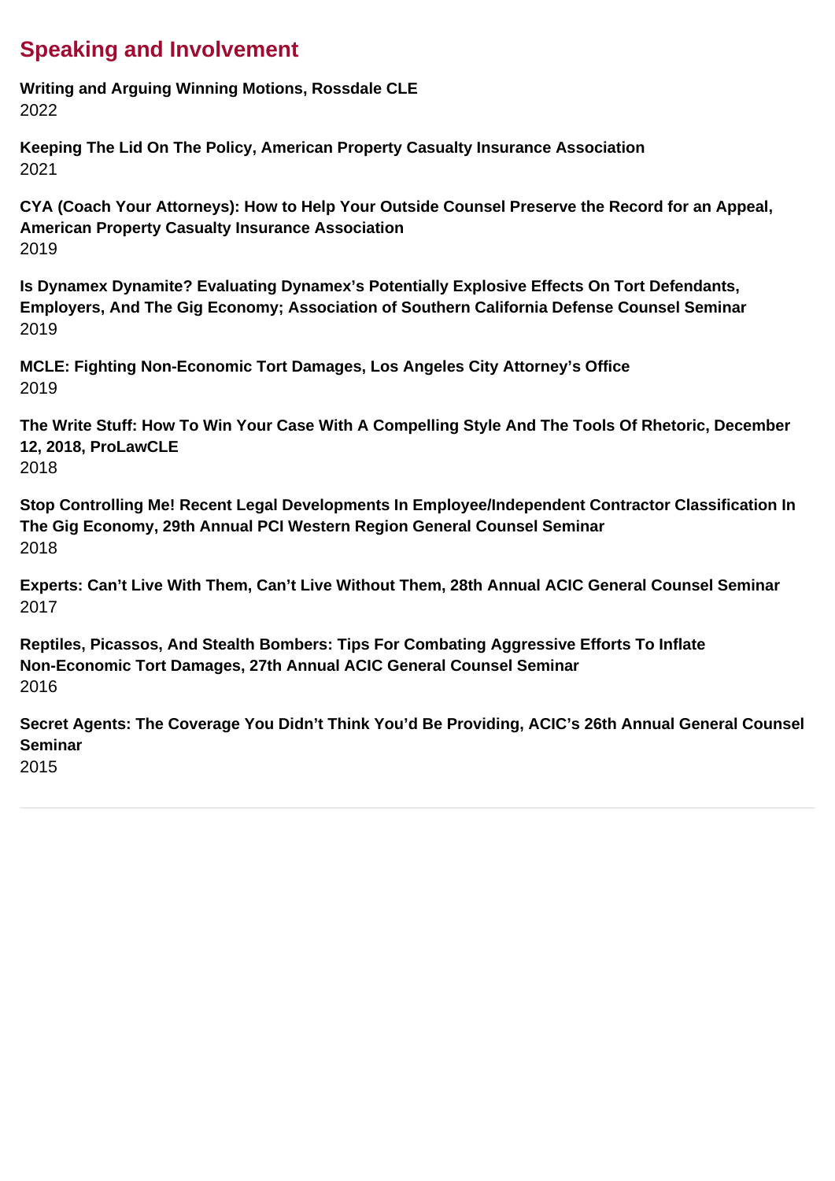## Speaking and Involvement

**Writing and Arguing Winning Motions, Rossdale CLE**
2022

**Keeping The Lid On The Policy, American Property Casualty Insurance Association**
2021

**CYA (Coach Your Attorneys): How to Help Your Outside Counsel Preserve the Record for an Appeal, American Property Casualty Insurance Association**
2019

**Is Dynamex Dynamite? Evaluating Dynamex's Potentially Explosive Effects On Tort Defendants, Employers, And The Gig Economy; Association of Southern California Defense Counsel Seminar**
2019

**MCLE: Fighting Non-Economic Tort Damages, Los Angeles City Attorney's Office**
2019

**The Write Stuff: How To Win Your Case With A Compelling Style And The Tools Of Rhetoric, December 12, 2018, ProLawCLE**
2018

**Stop Controlling Me! Recent Legal Developments In Employee/Independent Contractor Classification In The Gig Economy, 29th Annual PCI Western Region General Counsel Seminar**
2018

**Experts: Can't Live With Them, Can't Live Without Them, 28th Annual ACIC General Counsel Seminar**
2017

**Reptiles, Picassos, And Stealth Bombers: Tips For Combating Aggressive Efforts To Inflate Non-Economic Tort Damages, 27th Annual ACIC General Counsel Seminar**
2016

**Secret Agents: The Coverage You Didn't Think You'd Be Providing, ACIC's 26th Annual General Counsel Seminar**
2015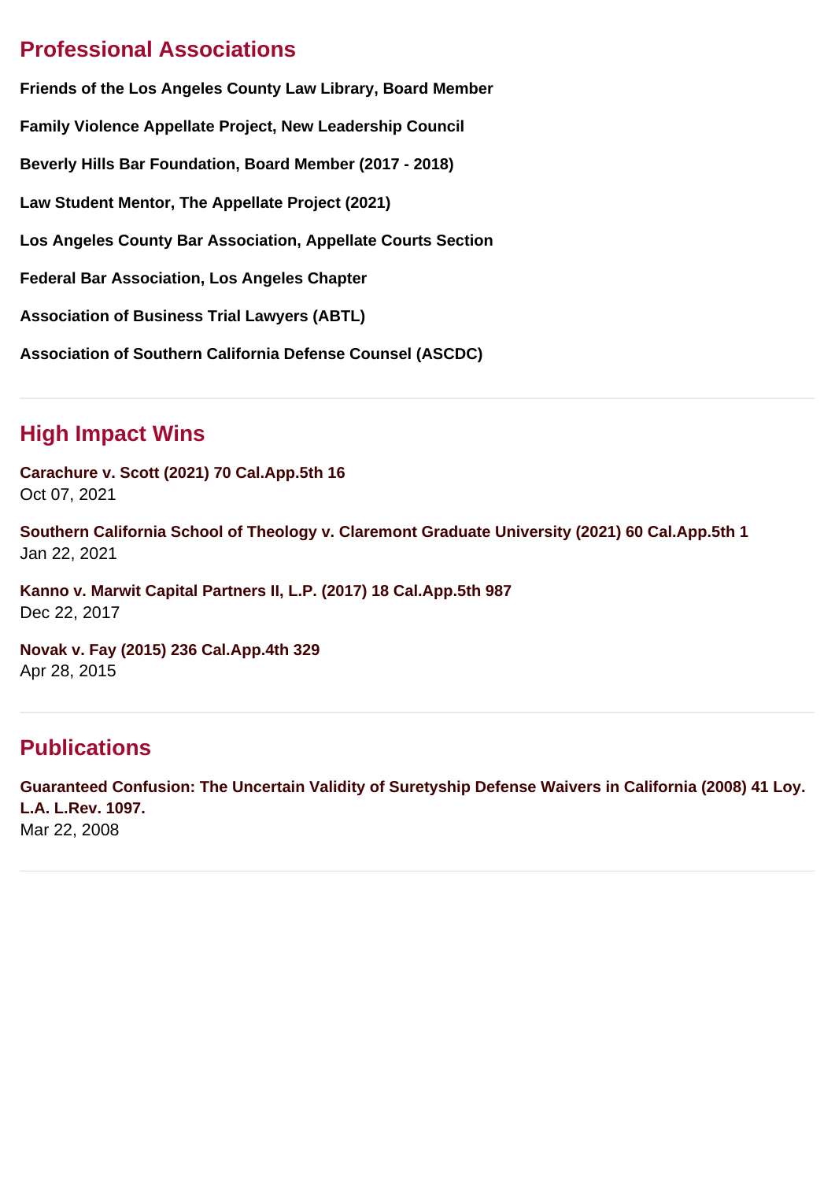## Professional Associations

**Friends of the Los Angeles County Law Library, Board Member**

**Family Violence Appellate Project, New Leadership Council**

**Beverly Hills Bar Foundation, Board Member (2017 - 2018)**

**Law Student Mentor, The Appellate Project (2021)**

**Los Angeles County Bar Association, Appellate Courts Section**

**Federal Bar Association, Los Angeles Chapter**

**Association of Business Trial Lawyers (ABTL)**

**Association of Southern California Defense Counsel (ASCDC)**

## High Impact Wins

**Carachure v. Scott (2021) 70 Cal.App.5th 16**
Oct 07, 2021

**Southern California School of Theology v. Claremont Graduate University (2021) 60 Cal.App.5th 1**
Jan 22, 2021

**Kanno v. Marwit Capital Partners II, L.P. (2017) 18 Cal.App.5th 987**
Dec 22, 2017

**Novak v. Fay (2015) 236 Cal.App.4th 329**
Apr 28, 2015

## Publications

**Guaranteed Confusion: The Uncertain Validity of Suretyship Defense Waivers in California (2008) 41 Loy. L.A. L.Rev. 1097.**
Mar 22, 2008